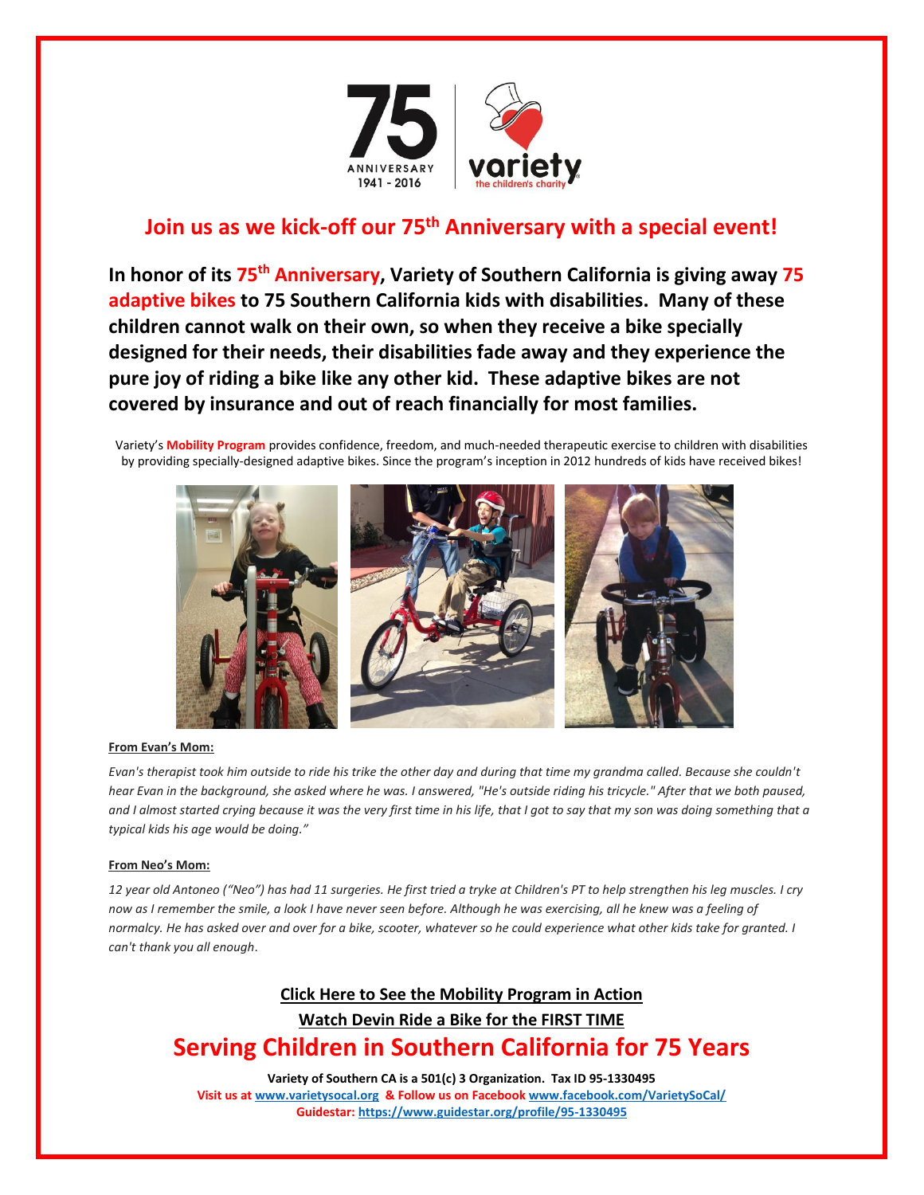75 ANNIVERSARY 1941 - 2016

variety the children's charity

## Join us as we kick-off our 75th Anniversary with a special event!

**In honor of its 75th Anniversary, Variety of Southern California is giving away 75 adaptive bikes to 75 Southern California kids with disabilities. Many of these children cannot walk on their own, so when they receive a bike specially designed for their needs, their disabilities fade away and they experience the pure joy of riding a bike like any other kid. These adaptive bikes are not covered by insurance and out of reach financially for most families.**

Variety's **Mobility Program** provides confidence, freedom, and much-needed therapeutic exercise to children with disabilities by providing specially-designed adaptive bikes. Since the program's inception in 2012 hundreds of kids have received bikes!

**From Evan's Mom:**

*Evan's therapist took him outside to ride his trike the other day and during that time my grandma called. Because she couldn't hear Evan in the background, she asked where he was. I answered, "He's outside riding his tricycle." After that we both paused, and I almost started crying because it was the very first time in his life, that I got to say that my son was doing something that a typical kids his age would be doing."*

**From Neo's Mom:**

*12 year old Antoneo ("Neo") has had 11 surgeries. He first tried a tryke at Children's PT to help strengthen his leg muscles. I cry now as I remember the smile, a look I have never seen before. Although he was exercising, all he knew was a feeling of normalcy. He has asked over and over for a bike, scooter, whatever so he could experience what other kids take for granted. I can't thank you all enough.*

**Click Here to See the Mobility Program in Action**

**Watch Devin Ride a Bike for the FIRST TIME**

## Serving Children in Southern California for 75 Years

**Variety of Southern CA is a 501(c) 3 Organization. Tax ID 95-1330495**

**Visit us at www.varietysocal.org & Follow us on Facebook www.facebook.com/VarietySoCal/**

**Guidestar: https://www.guidestar.org/profile/95-1330495**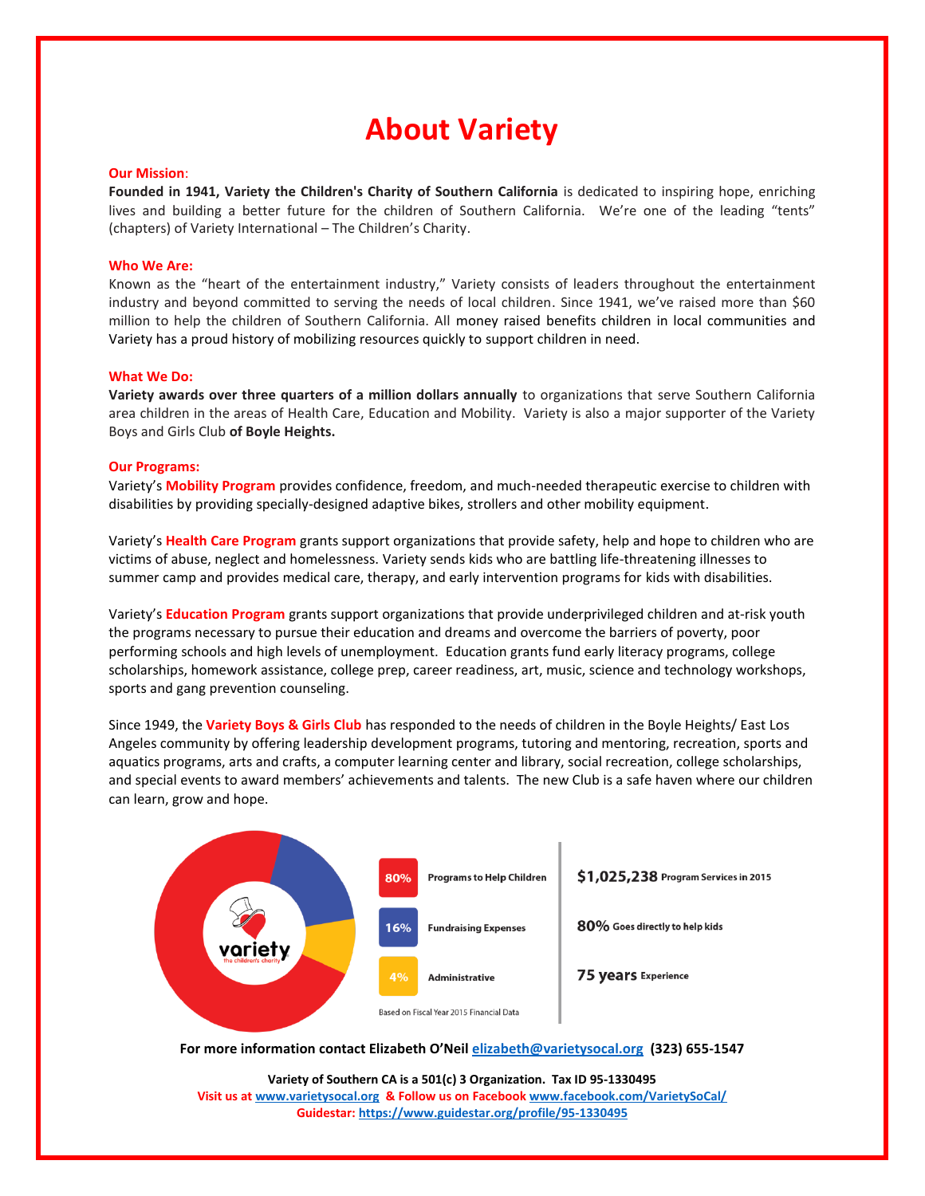# About Variety

**Our Mission:**

**Founded in 1941, Variety the Children's Charity of Southern California** is dedicated to inspiring hope, enriching lives and building a better future for the children of Southern California. We're one of the leading "tents" (chapters) of Variety International – The Children's Charity.

**Who We Are:**

Known as the "heart of the entertainment industry," Variety consists of leaders throughout the entertainment industry and beyond committed to serving the needs of local children. Since 1941, we've raised more than $60 million to help the children of Southern California. All money raised benefits children in local communities and Variety has a proud history of mobilizing resources quickly to support children in need.

**What We Do:**

**Variety awards over three quarters of a million dollars annually** to organizations that serve Southern California area children in the areas of Health Care, Education and Mobility. Variety is also a major supporter of the Variety Boys and Girls Club **of Boyle Heights.**

**Our Programs:**

Variety's **Mobility Program** provides confidence, freedom, and much-needed therapeutic exercise to children with disabilities by providing specially-designed adaptive bikes, strollers and other mobility equipment.

Variety's **Health Care Program** grants support organizations that provide safety, help and hope to children who are victims of abuse, neglect and homelessness. Variety sends kids who are battling life-threatening illnesses to summer camp and provides medical care, therapy, and early intervention programs for kids with disabilities.

Variety's **Education Program** grants support organizations that provide underprivileged children and at-risk youth the programs necessary to pursue their education and dreams and overcome the barriers of poverty, poor performing schools and high levels of unemployment. Education grants fund early literacy programs, college scholarships, homework assistance, college prep, career readiness, art, music, science and technology workshops, sports and gang prevention counseling.

Since 1949, the **Variety Boys & Girls Club** has responded to the needs of children in the Boyle Heights/ East Los Angeles community by offering leadership development programs, tutoring and mentoring, recreation, sports and aquatics programs, arts and crafts, a computer learning center and library, social recreation, college scholarships, and special events to award members' achievements and talents. The new Club is a safe haven where our children can learn, grow and hope.

variety
the children's charity

80% Programs to Help Children

16% Fundraising Expenses

4% Administrative

Based on Fiscal Year 2015 Financial Data

**$1,025,238** Program Services in 2015

**80%** Goes directly to help kids

**75 years** Experience

**For more information contact Elizabeth O'Neil elizabeth@varietysocal.org (323) 655-1547**

**Variety of Southern CA is a 501(c) 3 Organization. Tax ID 95-1330495**
**Visit us at www.varietysocal.org & Follow us on Facebook www.facebook.com/VarietySoCal/**
**Guidestar: https://www.guidestar.org/profile/95-1330495**